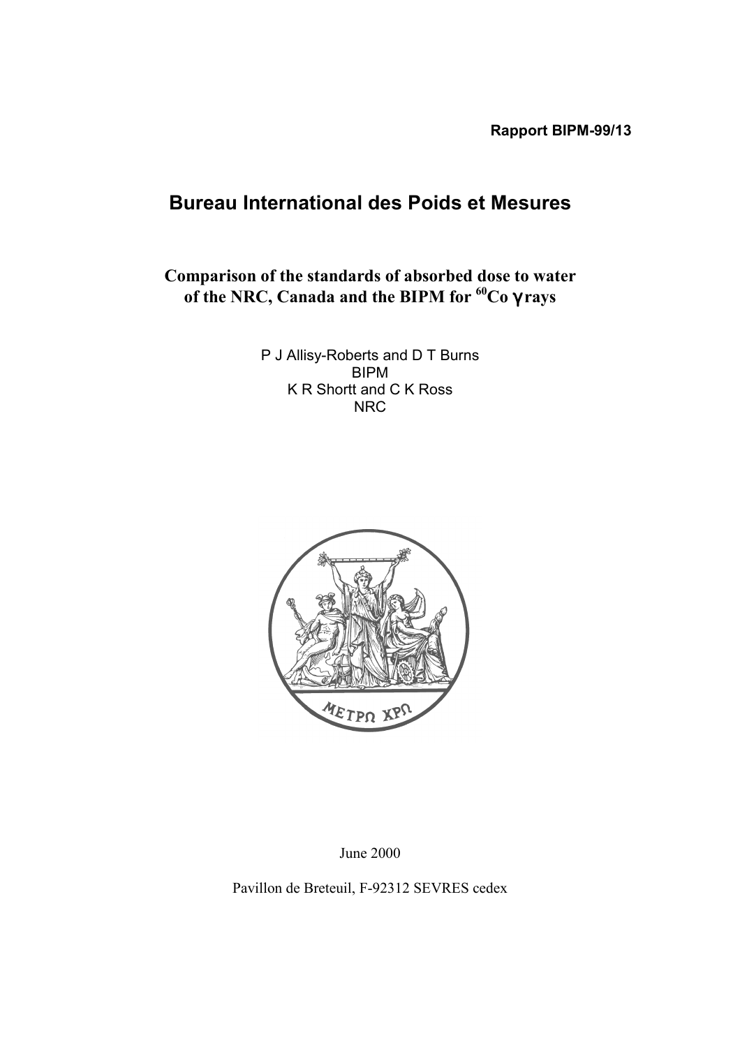**Rapport BIPM-99/13**

# Bureau International des Poids et Mesures

## Comparison of the standards of absorbed dose to water of the NRC, Canada and the BIPM for $^{60}$Co γ rays

P J Allisy-Roberts and D T Burns
BIPM
K R Shortt and C K Ross
NRC

June 2000

Pavillon de Breteuil, F-92312 SEVRES cedex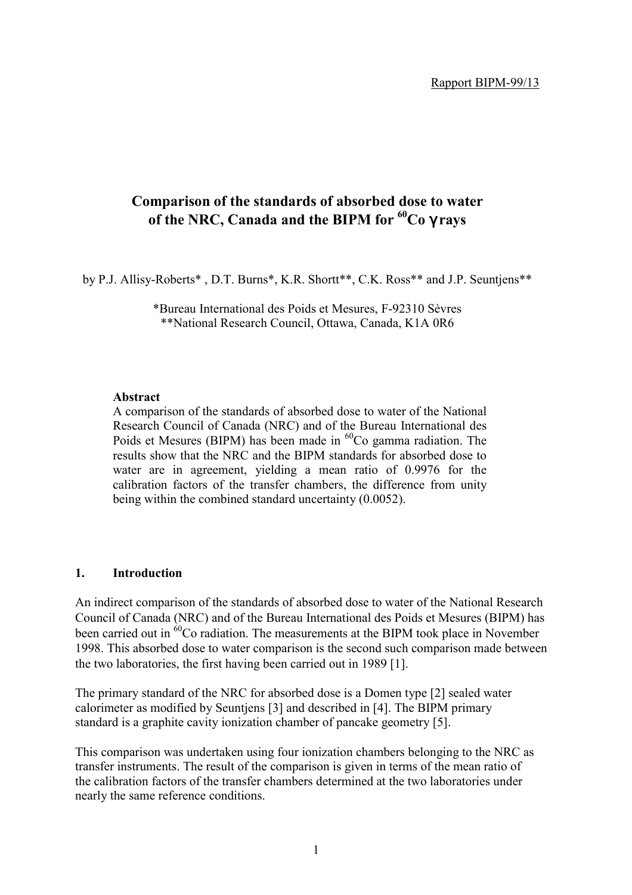Rapport BIPM-99/13

# Comparison of the standards of absorbed dose to water of the NRC, Canada and the BIPM for $^{60}$Co γ rays

by P.J. Allisy-Roberts* , D.T. Burns*, K.R. Shortt**, C.K. Ross** and J.P. Seuntjens**

*Bureau International des Poids et Mesures, F-92310 Sèvres
**National Research Council, Ottawa, Canada, K1A 0R6

**Abstract**

A comparison of the standards of absorbed dose to water of the National Research Council of Canada (NRC) and of the Bureau International des Poids et Mesures (BIPM) has been made in $^{60}$Co gamma radiation. The results show that the NRC and the BIPM standards for absorbed dose to water are in agreement, yielding a mean ratio of 0.9976 for the calibration factors of the transfer chambers, the difference from unity being within the combined standard uncertainty (0.0052).

## 1. Introduction

An indirect comparison of the standards of absorbed dose to water of the National Research Council of Canada (NRC) and of the Bureau International des Poids et Mesures (BIPM) has been carried out in $^{60}$Co radiation. The measurements at the BIPM took place in November 1998. This absorbed dose to water comparison is the second such comparison made between the two laboratories, the first having been carried out in 1989 [1].

The primary standard of the NRC for absorbed dose is a Domen type [2] sealed water calorimeter as modified by Seuntjens [3] and described in [4]. The BIPM primary standard is a graphite cavity ionization chamber of pancake geometry [5].

This comparison was undertaken using four ionization chambers belonging to the NRC as transfer instruments. The result of the comparison is given in terms of the mean ratio of the calibration factors of the transfer chambers determined at the two laboratories under nearly the same reference conditions.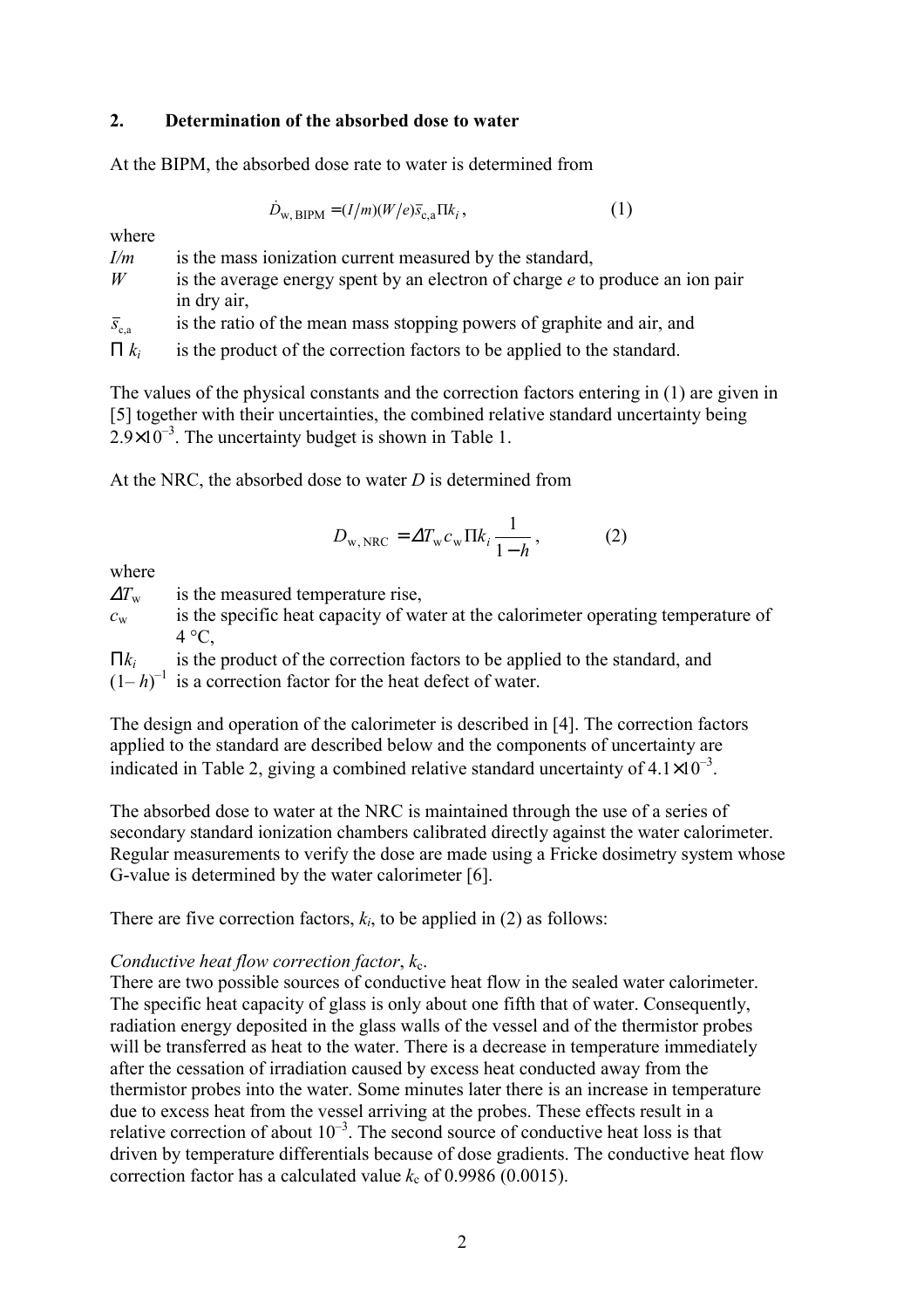## 2. Determination of the absorbed dose to water

At the BIPM, the absorbed dose rate to water is determined from

$$\dot{D}_{\mathrm{w,\,BIPM}} = (I/m)(W/e)\bar{s}_{\mathrm{c,a}}\Pi k_i\,, \qquad (1)$$

where

- $I/m$ is the mass ionization current measured by the standard,
- $W$ is the average energy spent by an electron of charge $e$ to produce an ion pair in dry air,
- $\bar{s}_{\mathrm{c,a}}$ is the ratio of the mean mass stopping powers of graphite and air, and
- $\Pi\, k_i$ is the product of the correction factors to be applied to the standard.

The values of the physical constants and the correction factors entering in (1) are given in [5] together with their uncertainties, the combined relative standard uncertainty being $2.9 \times 10^{-3}$. The uncertainty budget is shown in Table 1.

At the NRC, the absorbed dose to water $D$ is determined from

$$D_{\mathrm{w,\,NRC}} = \Delta T_{\mathrm{w}}\, c_{\mathrm{w}}\, \Pi k_i \frac{1}{1-h}\,, \qquad (2)$$

where

- $\Delta T_{\mathrm{w}}$ is the measured temperature rise,
- $c_{\mathrm{w}}$ is the specific heat capacity of water at the calorimeter operating temperature of 4 °C,
- $\Pi k_i$ is the product of the correction factors to be applied to the standard, and
- $(1-h)^{-1}$ is a correction factor for the heat defect of water.

The design and operation of the calorimeter is described in [4]. The correction factors applied to the standard are described below and the components of uncertainty are indicated in Table 2, giving a combined relative standard uncertainty of $4.1 \times 10^{-3}$.

The absorbed dose to water at the NRC is maintained through the use of a series of secondary standard ionization chambers calibrated directly against the water calorimeter. Regular measurements to verify the dose are made using a Fricke dosimetry system whose G-value is determined by the water calorimeter [6].

There are five correction factors, $k_i$, to be applied in (2) as follows:

*Conductive heat flow correction factor*, $k_{\mathrm{c}}$.
There are two possible sources of conductive heat flow in the sealed water calorimeter. The specific heat capacity of glass is only about one fifth that of water. Consequently, radiation energy deposited in the glass walls of the vessel and of the thermistor probes will be transferred as heat to the water. There is a decrease in temperature immediately after the cessation of irradiation caused by excess heat conducted away from the thermistor probes into the water. Some minutes later there is an increase in temperature due to excess heat from the vessel arriving at the probes. These effects result in a relative correction of about $10^{-3}$. The second source of conductive heat loss is that driven by temperature differentials because of dose gradients. The conductive heat flow correction factor has a calculated value $k_{\mathrm{c}}$ of 0.9986 (0.0015).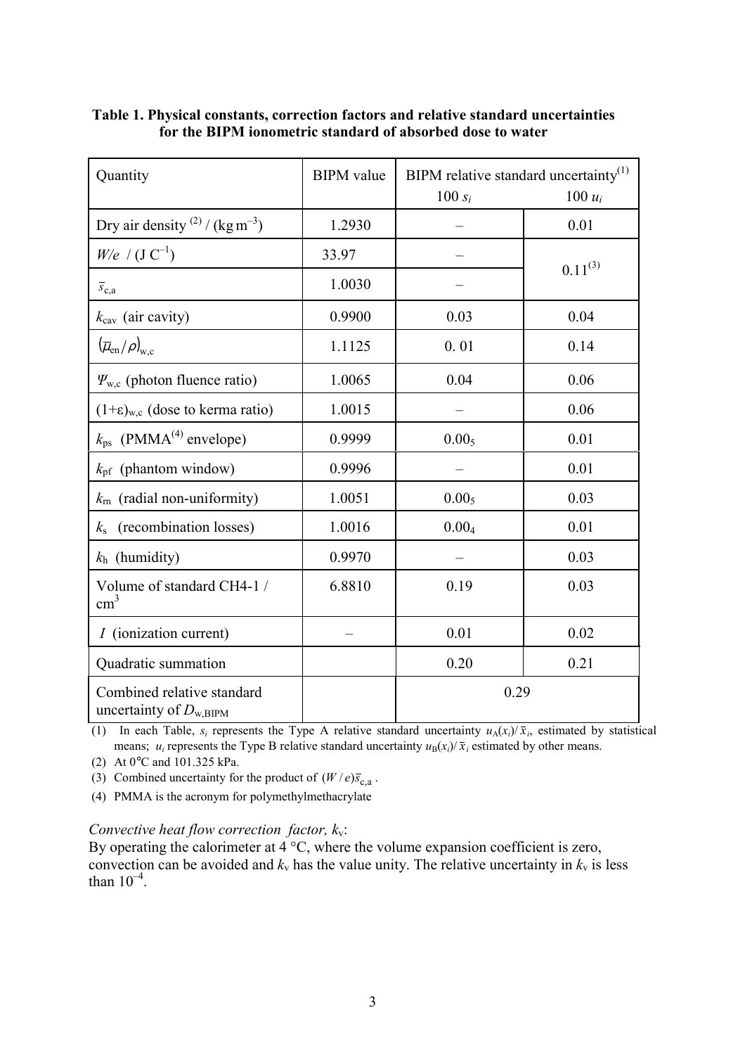**Table 1. Physical constants, correction factors and relative standard uncertainties for the BIPM ionometric standard of absorbed dose to water**

| Quantity | BIPM value | BIPM relative standard uncertainty[(1)] $100\,s_i$ | $100\,u_i$ |
|---|---|---|---|
| Dry air density [(2)] / (kg m$^{-3}$) | 1.2930 | – | 0.01 |
| $W/e$ / (J C$^{-1}$) | 33.97 | – | 0.11[(3)] |
| $\bar{s}_{c,a}$ | 1.0030 | – | |
| $k_{cav}$ (air cavity) | 0.9900 | 0.03 | 0.04 |
| $(\bar{\mu}_{en}/\rho)_{w,c}$ | 1.1125 | 0. 01 | 0.14 |
| $\Psi_{w,c}$ (photon fluence ratio) | 1.0065 | 0.04 | 0.06 |
| $(1+\varepsilon)_{w,c}$ (dose to kerma ratio) | 1.0015 | – | 0.06 |
| $k_{ps}$ (PMMA[(4)] envelope) | 0.9999 | $0.00_5$ | 0.01 |
| $k_{pf}$ (phantom window) | 0.9996 | – | 0.01 |
| $k_{rn}$ (radial non-uniformity) | 1.0051 | $0.00_5$ | 0.03 |
| $k_s$ (recombination losses) | 1.0016 | $0.00_4$ | 0.01 |
| $k_h$ (humidity) | 0.9970 | – | 0.03 |
| Volume of standard CH4-1 / cm$^3$ | 6.8810 | 0.19 | 0.03 |
| $I$ (ionization current) | – | 0.01 | 0.02 |
| Quadratic summation | | 0.20 | 0.21 |
| Combined relative standard uncertainty of $D_{w,BIPM}$ | | 0.29 | |

(1) In each Table, $s_i$ represents the Type A relative standard uncertainty $u_A(x_i)/\bar{x}_i$, estimated by statistical means; $u_i$ represents the Type B relative standard uncertainty $u_B(x_i)/\bar{x}_i$ estimated by other means.

(2) At 0°C and 101.325 kPa.

(3) Combined uncertainty for the product of $(W/e)\bar{s}_{c,a}$.

(4) PMMA is the acronym for polymethylmethacrylate

*Convective heat flow correction factor, $k_v$*:
By operating the calorimeter at 4 °C, where the volume expansion coefficient is zero, convection can be avoided and $k_v$ has the value unity. The relative uncertainty in $k_v$ is less than $10^{-4}$.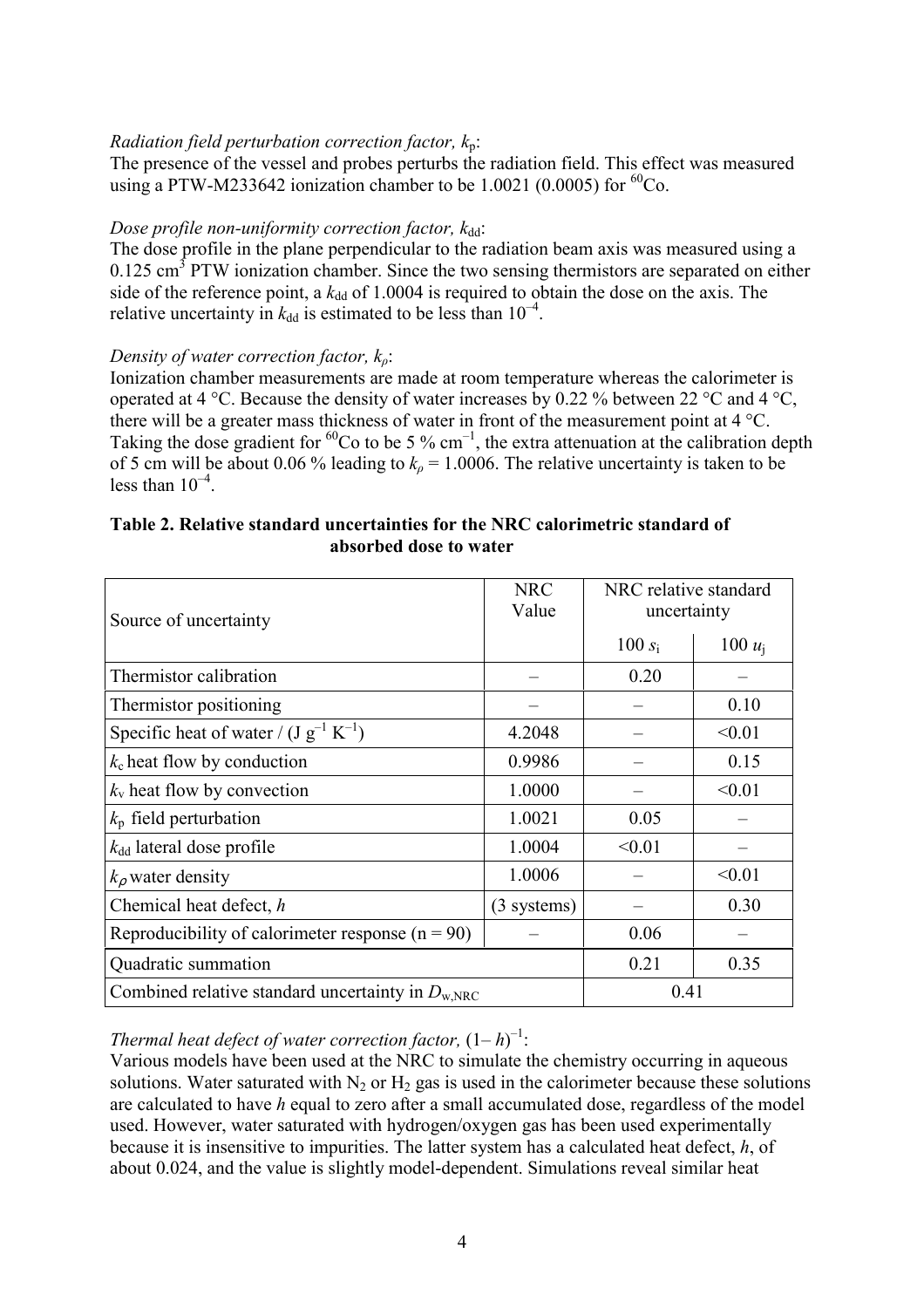*Radiation field perturbation correction factor, $k_p$*:
The presence of the vessel and probes perturbs the radiation field. This effect was measured using a PTW-M233642 ionization chamber to be 1.0021 (0.0005) for $^{60}Co$.

*Dose profile non-uniformity correction factor, $k_{dd}$*:
The dose profile in the plane perpendicular to the radiation beam axis was measured using a 0.125 $cm^3$ PTW ionization chamber. Since the two sensing thermistors are separated on either side of the reference point, a $k_{dd}$ of 1.0004 is required to obtain the dose on the axis. The relative uncertainty in $k_{dd}$ is estimated to be less than $10^{-4}$.

*Density of water correction factor, $k_\rho$*:
Ionization chamber measurements are made at room temperature whereas the calorimeter is operated at 4 °C. Because the density of water increases by 0.22 % between 22 °C and 4 °C, there will be a greater mass thickness of water in front of the measurement point at 4 °C. Taking the dose gradient for $^{60}Co$ to be 5 % $cm^{-1}$, the extra attenuation at the calibration depth of 5 cm will be about 0.06 % leading to $k_\rho = 1.0006$. The relative uncertainty is taken to be less than $10^{-4}$.

**Table 2. Relative standard uncertainties for the NRC calorimetric standard of absorbed dose to water**

| Source of uncertainty | NRC Value | NRC relative standard uncertainty | |
|---|---|---|---|
| | | $100\, s_i$ | $100\, u_j$ |
| Thermistor calibration | – | 0.20 | – |
| Thermistor positioning | – | – | 0.10 |
| Specific heat of water / ($J\, g^{-1}\, K^{-1}$) | 4.2048 | – | <0.01 |
| $k_c$ heat flow by conduction | 0.9986 | – | 0.15 |
| $k_v$ heat flow by convection | 1.0000 | – | <0.01 |
| $k_p$ field perturbation | 1.0021 | 0.05 | – |
| $k_{dd}$ lateral dose profile | 1.0004 | <0.01 | – |
| $k_\rho$ water density | 1.0006 | – | <0.01 |
| Chemical heat defect, $h$ | (3 systems) | – | 0.30 |
| Reproducibility of calorimeter response (n = 90) | – | 0.06 | – |
| Quadratic summation | | 0.21 | 0.35 |
| Combined relative standard uncertainty in $D_{w,NRC}$ | | 0.41 | |

*Thermal heat defect of water correction factor, $(1-h)^{-1}$*:
Various models have been used at the NRC to simulate the chemistry occurring in aqueous solutions. Water saturated with $N_2$ or $H_2$ gas is used in the calorimeter because these solutions are calculated to have $h$ equal to zero after a small accumulated dose, regardless of the model used. However, water saturated with hydrogen/oxygen gas has been used experimentally because it is insensitive to impurities. The latter system has a calculated heat defect, $h$, of about 0.024, and the value is slightly model-dependent. Simulations reveal similar heat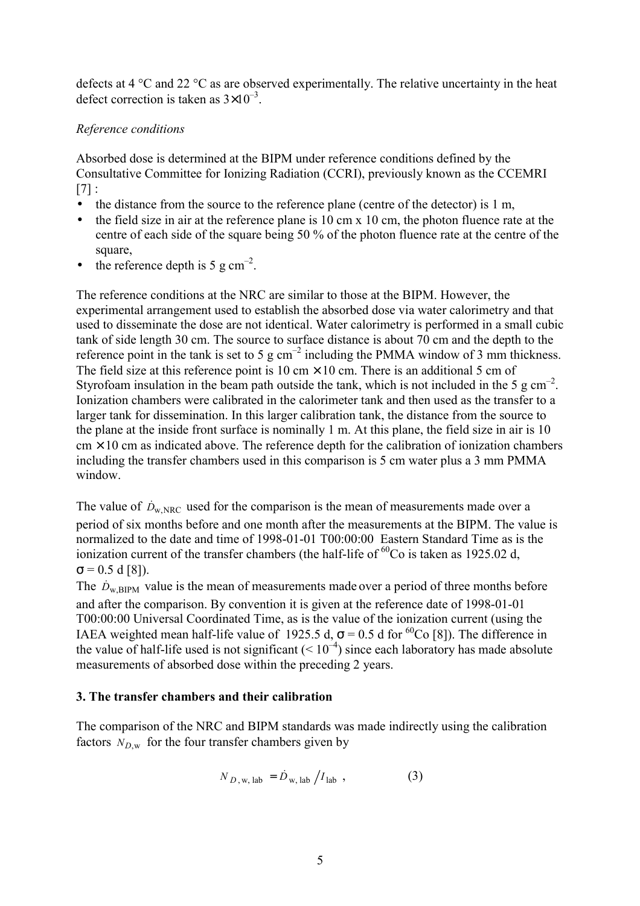defects at 4 °C and 22 °C as are observed experimentally. The relative uncertainty in the heat defect correction is taken as $3 \times 10^{-3}$.

*Reference conditions*

Absorbed dose is determined at the BIPM under reference conditions defined by the Consultative Committee for Ionizing Radiation (CCRI), previously known as the CCEMRI [7] :

- the distance from the source to the reference plane (centre of the detector) is 1 m,
- the field size in air at the reference plane is 10 cm x 10 cm, the photon fluence rate at the centre of each side of the square being 50 % of the photon fluence rate at the centre of the square,
- the reference depth is 5 g cm$^{-2}$.

The reference conditions at the NRC are similar to those at the BIPM. However, the experimental arrangement used to establish the absorbed dose via water calorimetry and that used to disseminate the dose are not identical. Water calorimetry is performed in a small cubic tank of side length 30 cm. The source to surface distance is about 70 cm and the depth to the reference point in the tank is set to 5 g cm$^{-2}$ including the PMMA window of 3 mm thickness. The field size at this reference point is 10 cm × 10 cm. There is an additional 5 cm of Styrofoam insulation in the beam path outside the tank, which is not included in the 5 g cm$^{-2}$. Ionization chambers were calibrated in the calorimeter tank and then used as the transfer to a larger tank for dissemination. In this larger calibration tank, the distance from the source to the plane at the inside front surface is nominally 1 m. At this plane, the field size in air is 10 cm × 10 cm as indicated above. The reference depth for the calibration of ionization chambers including the transfer chambers used in this comparison is 5 cm water plus a 3 mm PMMA window.

The value of $\dot{D}_{\mathrm{w,NRC}}$ used for the comparison is the mean of measurements made over a period of six months before and one month after the measurements at the BIPM. The value is normalized to the date and time of 1998-01-01 T00:00:00 Eastern Standard Time as is the ionization current of the transfer chambers (the half-life of $^{60}$Co is taken as 1925.02 d, $\sigma$ = 0.5 d [8]).

The $\dot{D}_{\mathrm{w,BIPM}}$ value is the mean of measurements made over a period of three months before and after the comparison. By convention it is given at the reference date of 1998-01-01 T00:00:00 Universal Coordinated Time, as is the value of the ionization current (using the IAEA weighted mean half-life value of 1925.5 d, $\sigma$ = 0.5 d for $^{60}$Co [8]). The difference in the value of half-life used is not significant ($< 10^{-4}$) since each laboratory has made absolute measurements of absorbed dose within the preceding 2 years.

## 3. The transfer chambers and their calibration

The comparison of the NRC and BIPM standards was made indirectly using the calibration factors $N_{D,\mathrm{w}}$ for the four transfer chambers given by

$$N_{D,\mathrm{w,lab}} = \dot{D}_{\mathrm{w,lab}} / I_{\mathrm{lab}} \ , \qquad (3)$$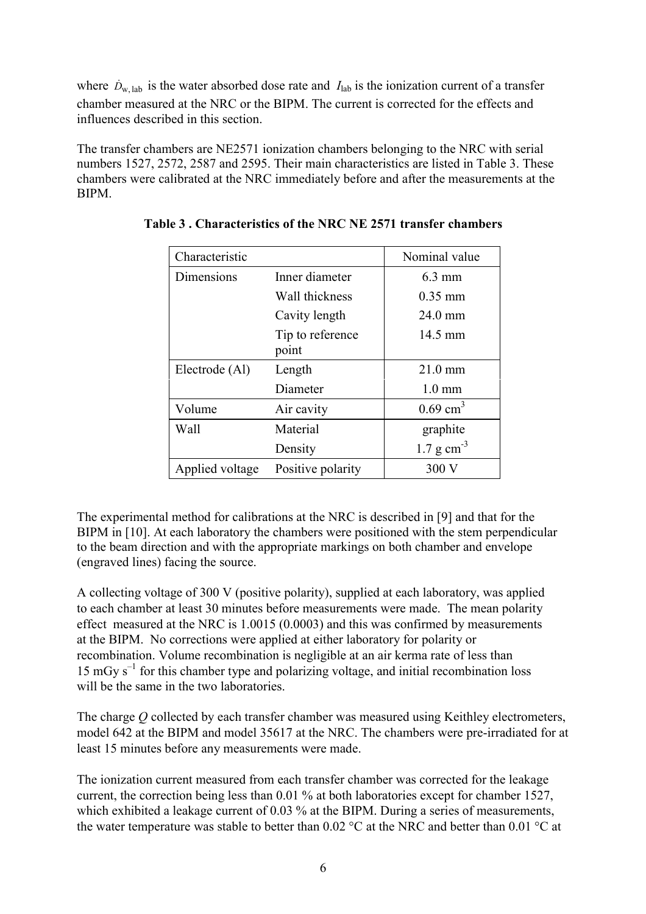where $\dot{D}_{w,lab}$ is the water absorbed dose rate and $I_{lab}$ is the ionization current of a transfer chamber measured at the NRC or the BIPM. The current is corrected for the effects and influences described in this section.

The transfer chambers are NE2571 ionization chambers belonging to the NRC with serial numbers 1527, 2572, 2587 and 2595. Their main characteristics are listed in Table 3. These chambers were calibrated at the NRC immediately before and after the measurements at the BIPM.

**Table 3 . Characteristics of the NRC NE 2571 transfer chambers**

| Characteristic | | Nominal value |
|---|---|---|
| Dimensions | Inner diameter | 6.3 mm |
| | Wall thickness | 0.35 mm |
| | Cavity length | 24.0 mm |
| | Tip to reference point | 14.5 mm |
| Electrode (Al) | Length | 21.0 mm |
| | Diameter | 1.0 mm |
| Volume | Air cavity | 0.69 $cm^3$ |
| Wall | Material | graphite |
| | Density | 1.7 g $cm^{-3}$ |
| Applied voltage | Positive polarity | 300 V |

The experimental method for calibrations at the NRC is described in [9] and that for the BIPM in [10]. At each laboratory the chambers were positioned with the stem perpendicular to the beam direction and with the appropriate markings on both chamber and envelope (engraved lines) facing the source.

A collecting voltage of 300 V (positive polarity), supplied at each laboratory, was applied to each chamber at least 30 minutes before measurements were made. The mean polarity effect measured at the NRC is 1.0015 (0.0003) and this was confirmed by measurements at the BIPM. No corrections were applied at either laboratory for polarity or recombination. Volume recombination is negligible at an air kerma rate of less than 15 mGy $s^{-1}$ for this chamber type and polarizing voltage, and initial recombination loss will be the same in the two laboratories.

The charge $Q$ collected by each transfer chamber was measured using Keithley electrometers, model 642 at the BIPM and model 35617 at the NRC. The chambers were pre-irradiated for at least 15 minutes before any measurements were made.

The ionization current measured from each transfer chamber was corrected for the leakage current, the correction being less than 0.01 % at both laboratories except for chamber 1527, which exhibited a leakage current of 0.03 % at the BIPM. During a series of measurements, the water temperature was stable to better than 0.02 °C at the NRC and better than 0.01 °C at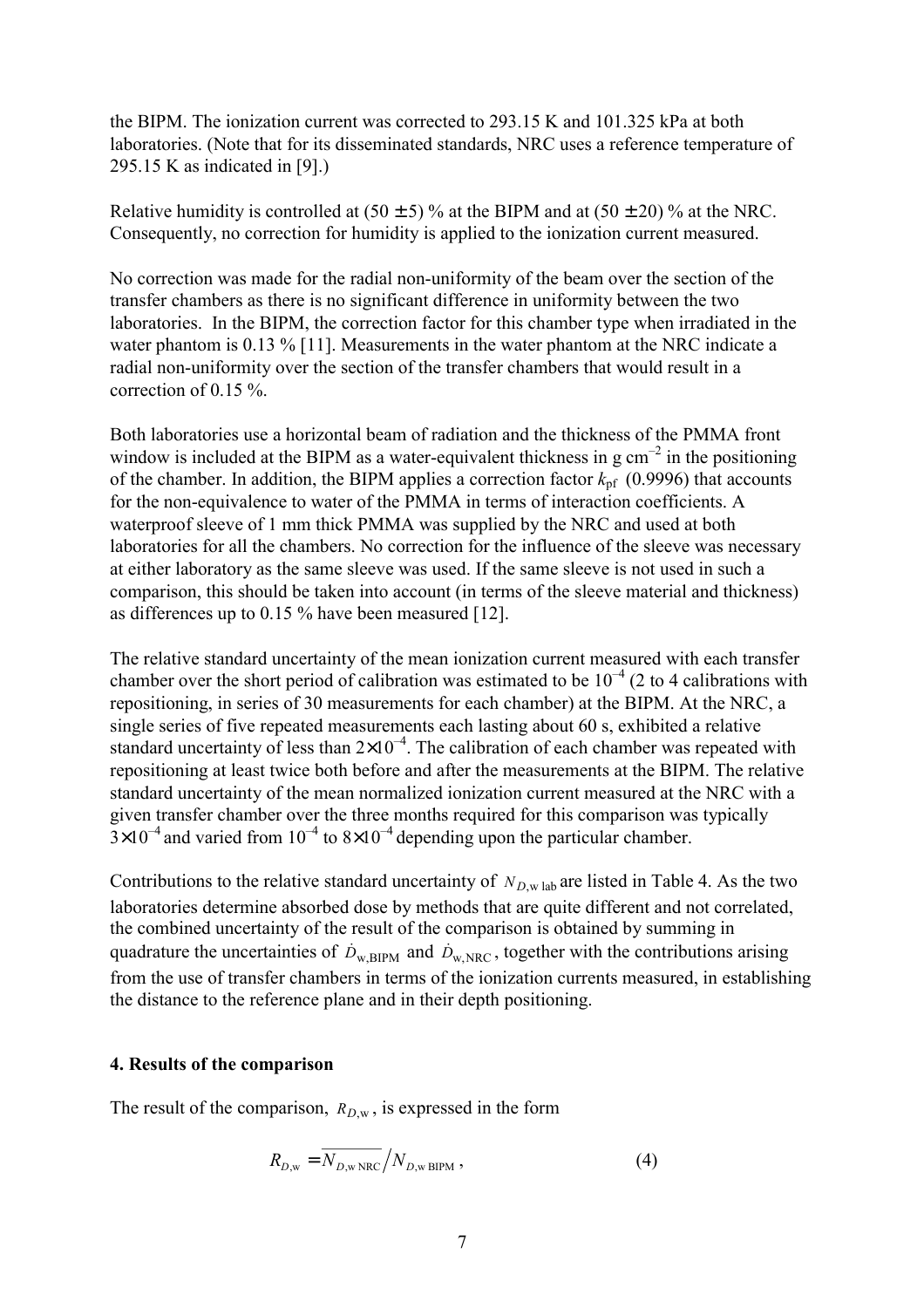the BIPM. The ionization current was corrected to 293.15 K and 101.325 kPa at both laboratories. (Note that for its disseminated standards, NRC uses a reference temperature of 295.15 K as indicated in [9].)

Relative humidity is controlled at (50 ± 5) % at the BIPM and at (50 ± 20) % at the NRC. Consequently, no correction for humidity is applied to the ionization current measured.

No correction was made for the radial non-uniformity of the beam over the section of the transfer chambers as there is no significant difference in uniformity between the two laboratories. In the BIPM, the correction factor for this chamber type when irradiated in the water phantom is 0.13 % [11]. Measurements in the water phantom at the NRC indicate a radial non-uniformity over the section of the transfer chambers that would result in a correction of 0.15 %.

Both laboratories use a horizontal beam of radiation and the thickness of the PMMA front window is included at the BIPM as a water-equivalent thickness in g cm$^{-2}$ in the positioning of the chamber. In addition, the BIPM applies a correction factor $k_{\mathrm{pf}}$ (0.9996) that accounts for the non-equivalence to water of the PMMA in terms of interaction coefficients. A waterproof sleeve of 1 mm thick PMMA was supplied by the NRC and used at both laboratories for all the chambers. No correction for the influence of the sleeve was necessary at either laboratory as the same sleeve was used. If the same sleeve is not used in such a comparison, this should be taken into account (in terms of the sleeve material and thickness) as differences up to 0.15 % have been measured [12].

The relative standard uncertainty of the mean ionization current measured with each transfer chamber over the short period of calibration was estimated to be $10^{-4}$ (2 to 4 calibrations with repositioning, in series of 30 measurements for each chamber) at the BIPM. At the NRC, a single series of five repeated measurements each lasting about 60 s, exhibited a relative standard uncertainty of less than $2 \times 10^{-4}$. The calibration of each chamber was repeated with repositioning at least twice both before and after the measurements at the BIPM. The relative standard uncertainty of the mean normalized ionization current measured at the NRC with a given transfer chamber over the three months required for this comparison was typically $3 \times 10^{-4}$ and varied from $10^{-4}$ to $8 \times 10^{-4}$ depending upon the particular chamber.

Contributions to the relative standard uncertainty of $N_{D,\mathrm{w\,lab}}$ are listed in Table 4. As the two laboratories determine absorbed dose by methods that are quite different and not correlated, the combined uncertainty of the result of the comparison is obtained by summing in quadrature the uncertainties of $\dot{D}_{\mathrm{w,BIPM}}$ and $\dot{D}_{\mathrm{w,NRC}}$, together with the contributions arising from the use of transfer chambers in terms of the ionization currents measured, in establishing the distance to the reference plane and in their depth positioning.

## 4. Results of the comparison

The result of the comparison, $R_{D,\mathrm{w}}$, is expressed in the form

$$R_{D,\mathrm{w}} = \overline{N_{D,\mathrm{w\,NRC}} / N_{D,\mathrm{w\,BIPM}}}\,, \tag{4}$$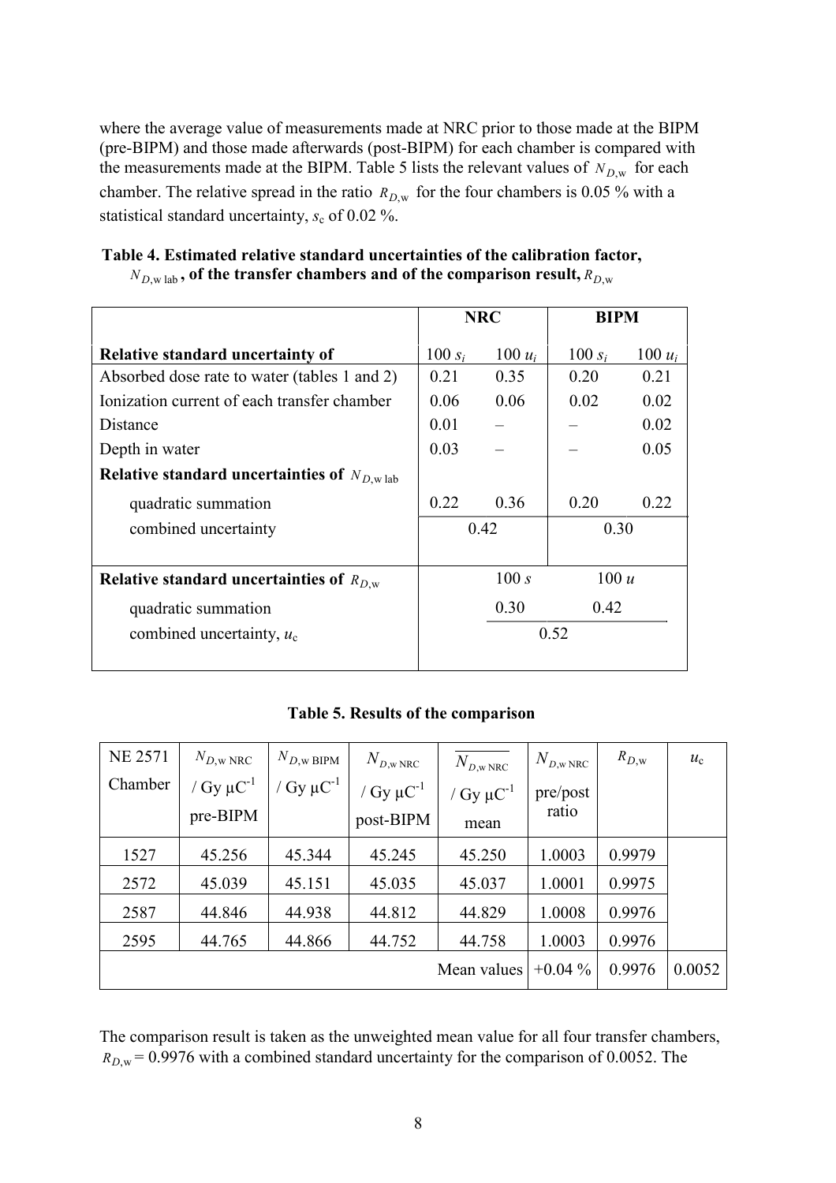where the average value of measurements made at NRC prior to those made at the BIPM (pre-BIPM) and those made afterwards (post-BIPM) for each chamber is compared with the measurements made at the BIPM. Table 5 lists the relevant values of $N_{D,\mathrm{w}}$ for each chamber. The relative spread in the ratio $R_{D,\mathrm{w}}$ for the four chambers is 0.05 % with a statistical standard uncertainty, $s_c$ of 0.02 %.

**Table 4. Estimated relative standard uncertainties of the calibration factor, $N_{D,\mathrm{w\,lab}}$, of the transfer chambers and of the comparison result, $R_{D,\mathrm{w}}$**

| | NRC | | BIPM | |
|---|---|---|---|---|
| **Relative standard uncertainty of** | $100\,s_i$ | $100\,u_i$ | $100\,s_i$ | $100\,u_i$ |
| Absorbed dose rate to water (tables 1 and 2) | 0.21 | 0.35 | 0.20 | 0.21 |
| Ionization current of each transfer chamber | 0.06 | 0.06 | 0.02 | 0.02 |
| Distance | 0.01 | – | – | 0.02 |
| Depth in water | 0.03 | – | – | 0.05 |
| **Relative standard uncertainties of $N_{D,\mathrm{w\,lab}}$** | | | | |
| quadratic summation | 0.22 | 0.36 | 0.20 | 0.22 |
| combined uncertainty | 0.42 | | 0.30 | |
| **Relative standard uncertainties of $R_{D,\mathrm{w}}$** | $100\,s$ | | $100\,u$ | |
| quadratic summation | 0.30 | | 0.42 | |
| combined uncertainty, $u_c$ | 0.52 | | | |

**Table 5. Results of the comparison**

| NE 2571 Chamber | $N_{D,\mathrm{w\,NRC}}$ / Gy μC$^{-1}$ pre-BIPM | $N_{D,\mathrm{w\,BIPM}}$ / Gy μC$^{-1}$ | $N_{D,\mathrm{w\,NRC}}$ / Gy μC$^{-1}$ post-BIPM | $\overline{N_{D,\mathrm{w\,NRC}}}$ / Gy μC$^{-1}$ mean | $N_{D,\mathrm{w\,NRC}}$ pre/post ratio | $R_{D,\mathrm{w}}$ | $u_c$ |
|---|---|---|---|---|---|---|---|
| 1527 | 45.256 | 45.344 | 45.245 | 45.250 | 1.0003 | 0.9979 | |
| 2572 | 45.039 | 45.151 | 45.035 | 45.037 | 1.0001 | 0.9975 | |
| 2587 | 44.846 | 44.938 | 44.812 | 44.829 | 1.0008 | 0.9976 | |
| 2595 | 44.765 | 44.866 | 44.752 | 44.758 | 1.0003 | 0.9976 | |
| | | | | Mean values | +0.04 % | 0.9976 | 0.0052 |

The comparison result is taken as the unweighted mean value for all four transfer chambers, $R_{D,\mathrm{w}} = 0.9976$ with a combined standard uncertainty for the comparison of 0.0052. The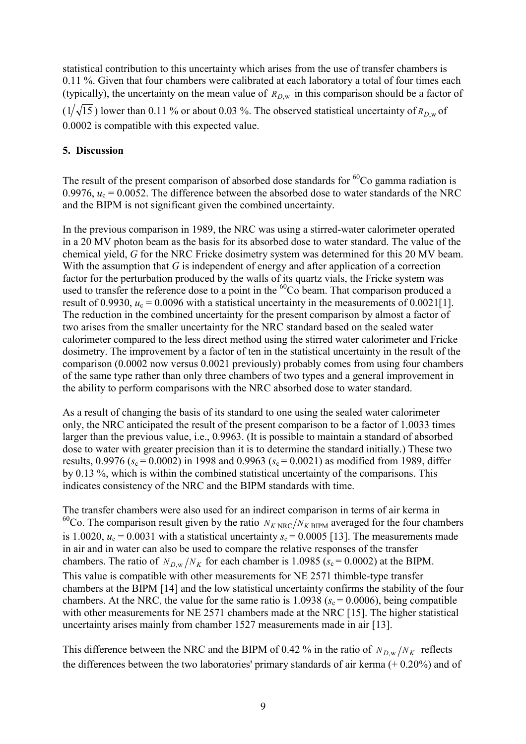statistical contribution to this uncertainty which arises from the use of transfer chambers is 0.11 %. Given that four chambers were calibrated at each laboratory a total of four times each (typically), the uncertainty on the mean value of $R_{D,\mathrm{w}}$ in this comparison should be a factor of ($1/\sqrt{15}$) lower than 0.11 % or about 0.03 %. The observed statistical uncertainty of $R_{D,\mathrm{w}}$ of 0.0002 is compatible with this expected value.

## 5. Discussion

The result of the present comparison of absorbed dose standards for $^{60}$Co gamma radiation is 0.9976, $u_c$ = 0.0052. The difference between the absorbed dose to water standards of the NRC and the BIPM is not significant given the combined uncertainty.

In the previous comparison in 1989, the NRC was using a stirred-water calorimeter operated in a 20 MV photon beam as the basis for its absorbed dose to water standard. The value of the chemical yield, $G$ for the NRC Fricke dosimetry system was determined for this 20 MV beam. With the assumption that $G$ is independent of energy and after application of a correction factor for the perturbation produced by the walls of its quartz vials, the Fricke system was used to transfer the reference dose to a point in the $^{60}$Co beam. That comparison produced a result of 0.9930, $u_c$ = 0.0096 with a statistical uncertainty in the measurements of 0.0021[1]. The reduction in the combined uncertainty for the present comparison by almost a factor of two arises from the smaller uncertainty for the NRC standard based on the sealed water calorimeter compared to the less direct method using the stirred water calorimeter and Fricke dosimetry. The improvement by a factor of ten in the statistical uncertainty in the result of the comparison (0.0002 now versus 0.0021 previously) probably comes from using four chambers of the same type rather than only three chambers of two types and a general improvement in the ability to perform comparisons with the NRC absorbed dose to water standard.

As a result of changing the basis of its standard to one using the sealed water calorimeter only, the NRC anticipated the result of the present comparison to be a factor of 1.0033 times larger than the previous value, i.e., 0.9963. (It is possible to maintain a standard of absorbed dose to water with greater precision than it is to determine the standard initially.) These two results, 0.9976 ($s_c$ = 0.0002) in 1998 and 0.9963 ($s_c$ = 0.0021) as modified from 1989, differ by 0.13 %, which is within the combined statistical uncertainty of the comparisons. This indicates consistency of the NRC and the BIPM standards with time.

The transfer chambers were also used for an indirect comparison in terms of air kerma in $^{60}$Co. The comparison result given by the ratio $N_{K\,\mathrm{NRC}}/N_{K\,\mathrm{BIPM}}$ averaged for the four chambers is 1.0020, $u_c$ = 0.0031 with a statistical uncertainty $s_c$ = 0.0005 [13]. The measurements made in air and in water can also be used to compare the relative responses of the transfer chambers. The ratio of $N_{D,\mathrm{w}}/N_K$ for each chamber is 1.0985 ($s_c$ = 0.0002) at the BIPM. This value is compatible with other measurements for NE 2571 thimble-type transfer chambers at the BIPM [14] and the low statistical uncertainty confirms the stability of the four chambers. At the NRC, the value for the same ratio is 1.0938 ($s_c$ = 0.0006), being compatible with other measurements for NE 2571 chambers made at the NRC [15]. The higher statistical uncertainty arises mainly from chamber 1527 measurements made in air [13].

This difference between the NRC and the BIPM of 0.42 % in the ratio of $N_{D,\mathrm{w}}/N_K$ reflects the differences between the two laboratories' primary standards of air kerma (+ 0.20%) and of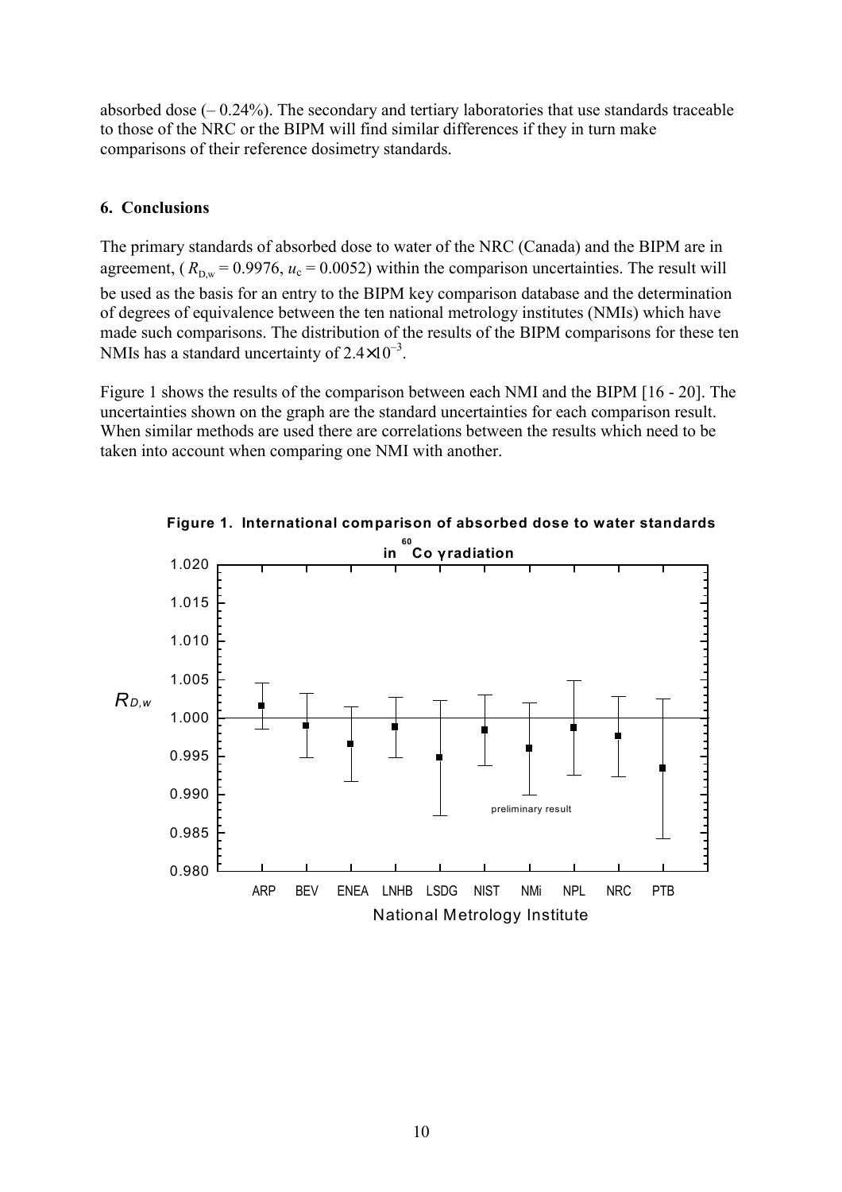absorbed dose (– 0.24%). The secondary and tertiary laboratories that use standards traceable to those of the NRC or the BIPM will find similar differences if they in turn make comparisons of their reference dosimetry standards.

## 6. Conclusions

The primary standards of absorbed dose to water of the NRC (Canada) and the BIPM are in agreement, ( $R_{D,w} = 0.9976$, $u_c = 0.0052$) within the comparison uncertainties. The result will be used as the basis for an entry to the BIPM key comparison database and the determination of degrees of equivalence between the ten national metrology institutes (NMIs) which have made such comparisons. The distribution of the results of the BIPM comparisons for these ten NMIs has a standard uncertainty of $2.4 \times 10^{-3}$.

Figure 1 shows the results of the comparison between each NMI and the BIPM [16 - 20]. The uncertainties shown on the graph are the standard uncertainties for each comparison result. When similar methods are used there are correlations between the results which need to be taken into account when comparing one NMI with another.

**Figure 1. International comparison of absorbed dose to water standards in $^{60}$Co γ radiation**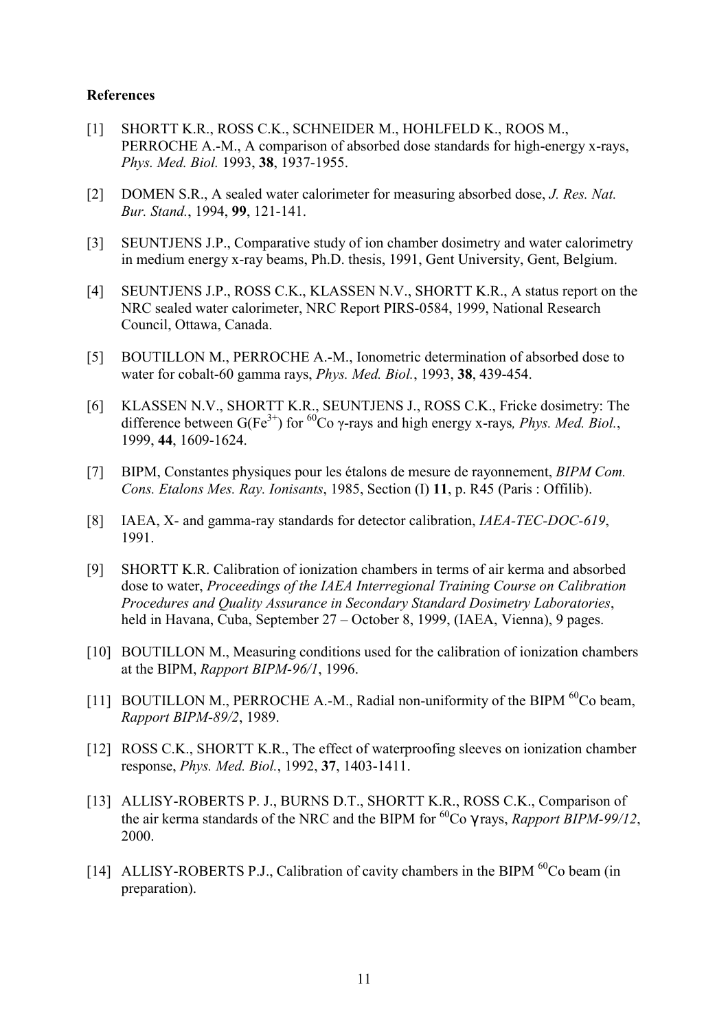**References**

[1] SHORTT K.R., ROSS C.K., SCHNEIDER M., HOHLFELD K., ROOS M., PERROCHE A.-M., A comparison of absorbed dose standards for high-energy x-rays, *Phys. Med. Biol.* 1993, **38**, 1937-1955.

[2] DOMEN S.R., A sealed water calorimeter for measuring absorbed dose, *J. Res. Nat. Bur. Stand.*, 1994, **99**, 121-141.

[3] SEUNTJENS J.P., Comparative study of ion chamber dosimetry and water calorimetry in medium energy x-ray beams, Ph.D. thesis, 1991, Gent University, Gent, Belgium.

[4] SEUNTJENS J.P., ROSS C.K., KLASSEN N.V., SHORTT K.R., A status report on the NRC sealed water calorimeter, NRC Report PIRS-0584, 1999, National Research Council, Ottawa, Canada.

[5] BOUTILLON M., PERROCHE A.-M., Ionometric determination of absorbed dose to water for cobalt-60 gamma rays, *Phys. Med. Biol.*, 1993, **38**, 439-454.

[6] KLASSEN N.V., SHORTT K.R., SEUNTJENS J., ROSS C.K., Fricke dosimetry: The difference between $G(Fe^{3+})$ for $^{60}$Co γ-rays and high energy x-rays*, Phys. Med. Biol.*, 1999, **44**, 1609-1624.

[7] BIPM, Constantes physiques pour les étalons de mesure de rayonnement, *BIPM Com. Cons. Etalons Mes. Ray. Ionisants*, 1985, Section (I) **11**, p. R45 (Paris : Offilib).

[8] IAEA, X- and gamma-ray standards for detector calibration, *IAEA-TEC-DOC-619*, 1991.

[9] SHORTT K.R. Calibration of ionization chambers in terms of air kerma and absorbed dose to water, *Proceedings of the IAEA Interregional Training Course on Calibration Procedures and Quality Assurance in Secondary Standard Dosimetry Laboratories*, held in Havana, Cuba, September 27 – October 8, 1999, (IAEA, Vienna), 9 pages.

[10] BOUTILLON M., Measuring conditions used for the calibration of ionization chambers at the BIPM, *Rapport BIPM-96/1*, 1996.

[11] BOUTILLON M., PERROCHE A.-M., Radial non-uniformity of the BIPM $^{60}$Co beam, *Rapport BIPM-89/2*, 1989.

[12] ROSS C.K., SHORTT K.R., The effect of waterproofing sleeves on ionization chamber response, *Phys. Med. Biol.*, 1992, **37**, 1403-1411.

[13] ALLISY-ROBERTS P. J., BURNS D.T., SHORTT K.R., ROSS C.K., Comparison of the air kerma standards of the NRC and the BIPM for $^{60}$Co γ rays, *Rapport BIPM-99/12*, 2000.

[14] ALLISY-ROBERTS P.J., Calibration of cavity chambers in the BIPM $^{60}$Co beam (in preparation).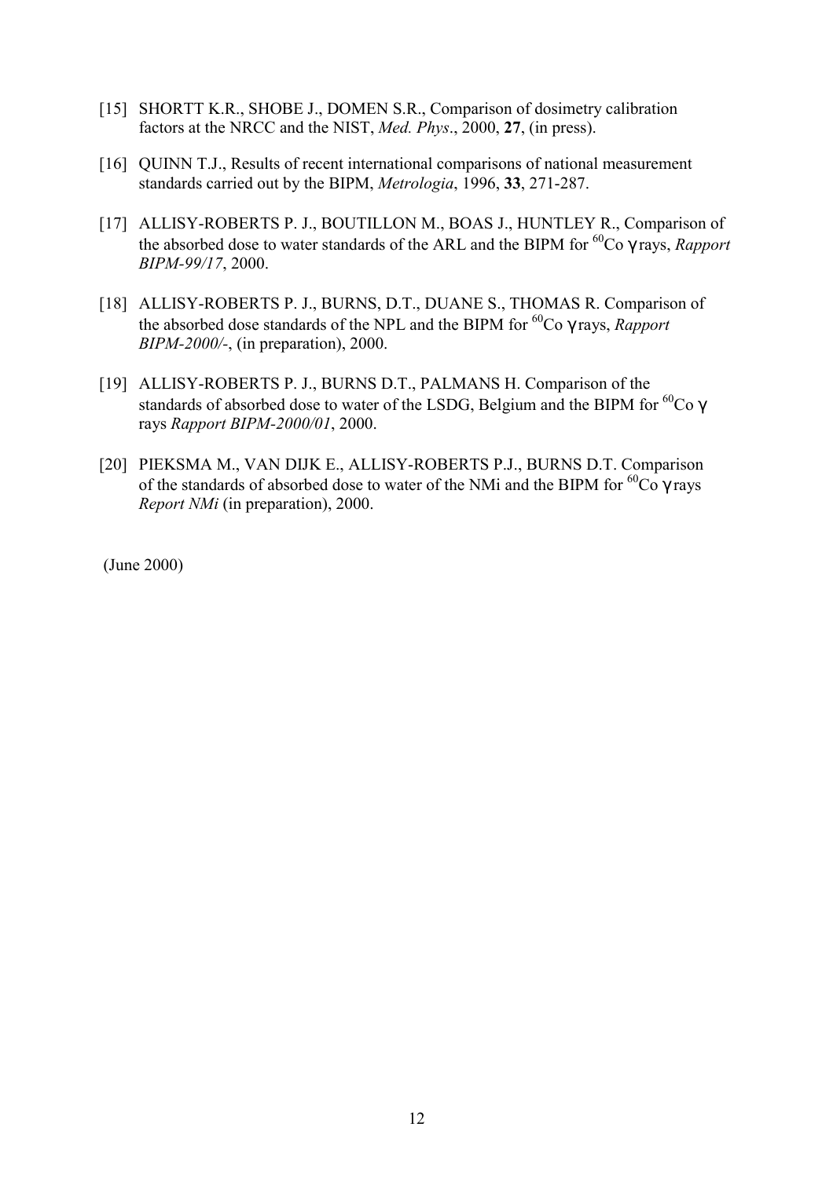[15] SHORTT K.R., SHOBE J., DOMEN S.R., Comparison of dosimetry calibration factors at the NRCC and the NIST, *Med. Phys*., 2000, **27**, (in press).

[16] QUINN T.J., Results of recent international comparisons of national measurement standards carried out by the BIPM, *Metrologia*, 1996, **33**, 271-287.

[17] ALLISY-ROBERTS P. J., BOUTILLON M., BOAS J., HUNTLEY R., Comparison of the absorbed dose to water standards of the ARL and the BIPM for $^{60}$Co γ rays, *Rapport BIPM-99/17*, 2000.

[18] ALLISY-ROBERTS P. J., BURNS, D.T., DUANE S., THOMAS R. Comparison of the absorbed dose standards of the NPL and the BIPM for $^{60}$Co γ rays, *Rapport BIPM-2000/-*, (in preparation), 2000.

[19] ALLISY-ROBERTS P. J., BURNS D.T., PALMANS H. Comparison of the standards of absorbed dose to water of the LSDG, Belgium and the BIPM for $^{60}$Co γ rays *Rapport BIPM-2000/01*, 2000.

[20] PIEKSMA M., VAN DIJK E., ALLISY-ROBERTS P.J., BURNS D.T. Comparison of the standards of absorbed dose to water of the NMi and the BIPM for $^{60}$Co γ rays *Report NMi* (in preparation), 2000.

(June 2000)